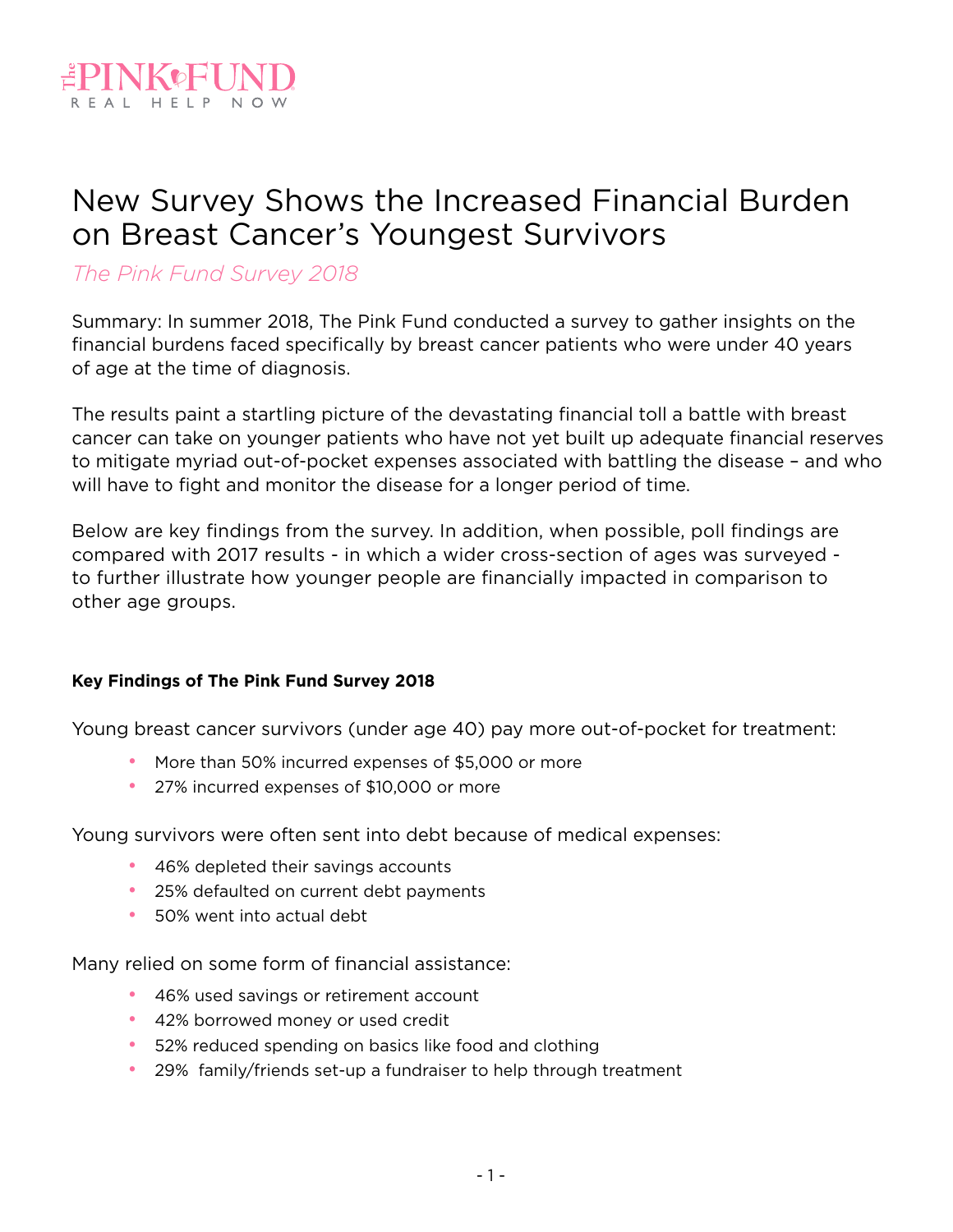The PINK FUND
REAL HELP NOW

# New Survey Shows the Increased Financial Burden on Breast Cancer's Youngest Survivors

*The Pink Fund Survey 2018*

Summary: In summer 2018, The Pink Fund conducted a survey to gather insights on the financial burdens faced specifically by breast cancer patients who were under 40 years of age at the time of diagnosis.

The results paint a startling picture of the devastating financial toll a battle with breast cancer can take on younger patients who have not yet built up adequate financial reserves to mitigate myriad out-of-pocket expenses associated with battling the disease – and who will have to fight and monitor the disease for a longer period of time.

Below are key findings from the survey. In addition, when possible, poll findings are compared with 2017 results - in which a wider cross-section of ages was surveyed - to further illustrate how younger people are financially impacted in comparison to other age groups.

**Key Findings of The Pink Fund Survey 2018**

Young breast cancer survivors (under age 40) pay more out-of-pocket for treatment:

- More than 50% incurred expenses of $5,000 or more
- 27% incurred expenses of $10,000 or more

Young survivors were often sent into debt because of medical expenses:

- 46% depleted their savings accounts
- 25% defaulted on current debt payments
- 50% went into actual debt

Many relied on some form of financial assistance:

- 46% used savings or retirement account
- 42% borrowed money or used credit
- 52% reduced spending on basics like food and clothing
- 29% family/friends set-up a fundraiser to help through treatment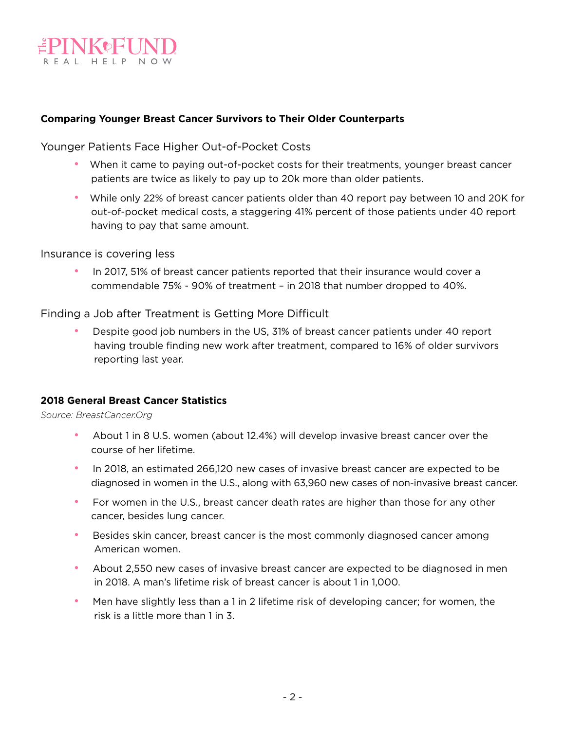## Comparing Younger Breast Cancer Survivors to Their Older Counterparts

### Younger Patients Face Higher Out-of-Pocket Costs

- When it came to paying out-of-pocket costs for their treatments, younger breast cancer patients are twice as likely to pay up to 20k more than older patients.
- While only 22% of breast cancer patients older than 40 report pay between 10 and 20K for out-of-pocket medical costs, a staggering 41% percent of those patients under 40 report having to pay that same amount.

### Insurance is covering less

- In 2017, 51% of breast cancer patients reported that their insurance would cover a commendable 75% - 90% of treatment – in 2018 that number dropped to 40%.

### Finding a Job after Treatment is Getting More Difficult

- Despite good job numbers in the US, 31% of breast cancer patients under 40 report having trouble finding new work after treatment, compared to 16% of older survivors reporting last year.

## 2018 General Breast Cancer Statistics

*Source: BreastCancer.Org*

- About 1 in 8 U.S. women (about 12.4%) will develop invasive breast cancer over the course of her lifetime.
- In 2018, an estimated 266,120 new cases of invasive breast cancer are expected to be diagnosed in women in the U.S., along with 63,960 new cases of non-invasive breast cancer.
- For women in the U.S., breast cancer death rates are higher than those for any other cancer, besides lung cancer.
- Besides skin cancer, breast cancer is the most commonly diagnosed cancer among American women.
- About 2,550 new cases of invasive breast cancer are expected to be diagnosed in men in 2018. A man's lifetime risk of breast cancer is about 1 in 1,000.
- Men have slightly less than a 1 in 2 lifetime risk of developing cancer; for women, the risk is a little more than 1 in 3.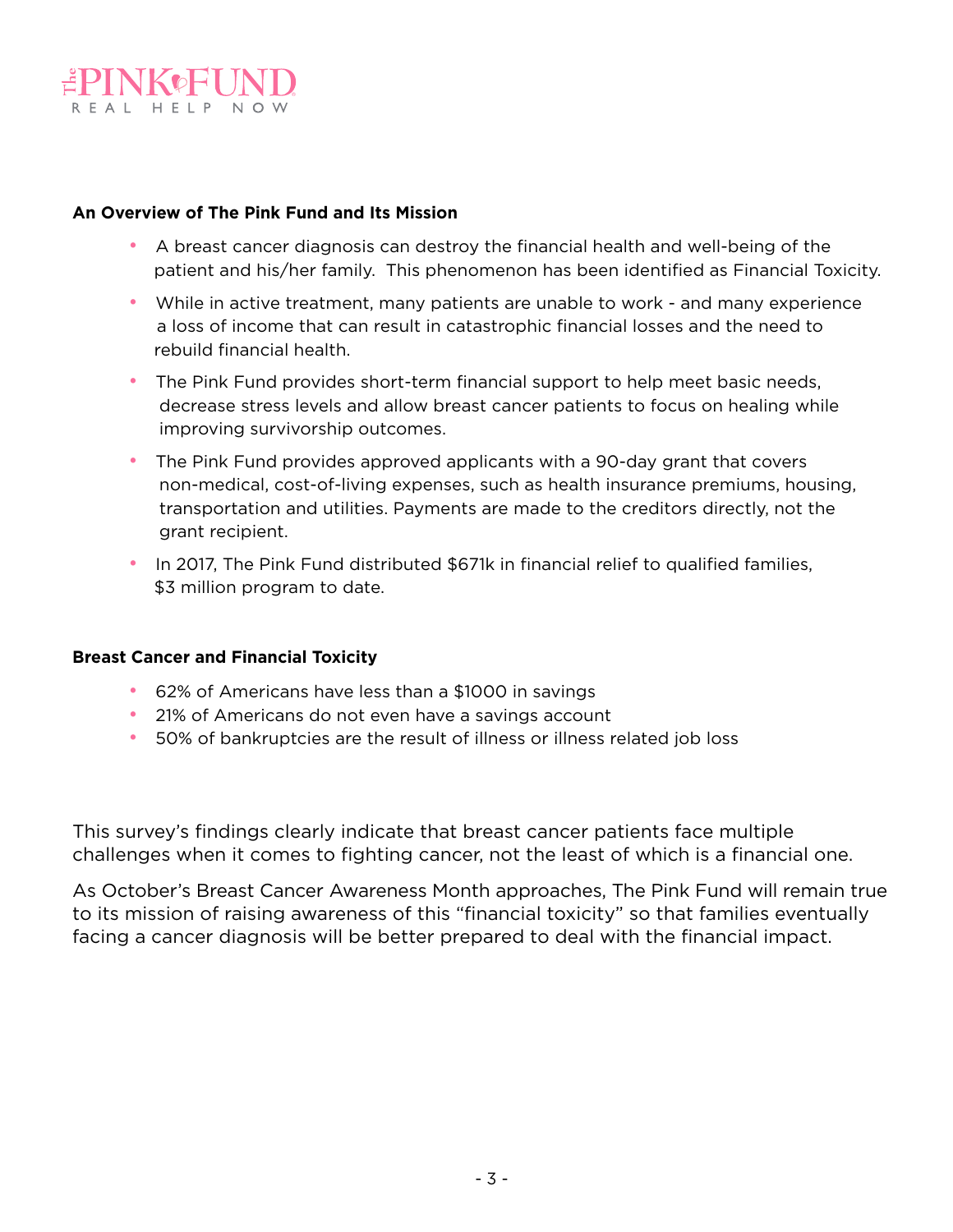**An Overview of The Pink Fund and Its Mission**

- A breast cancer diagnosis can destroy the financial health and well-being of the patient and his/her family. This phenomenon has been identified as Financial Toxicity.
- While in active treatment, many patients are unable to work - and many experience a loss of income that can result in catastrophic financial losses and the need to rebuild financial health.
- The Pink Fund provides short-term financial support to help meet basic needs, decrease stress levels and allow breast cancer patients to focus on healing while improving survivorship outcomes.
- The Pink Fund provides approved applicants with a 90-day grant that covers non-medical, cost-of-living expenses, such as health insurance premiums, housing, transportation and utilities. Payments are made to the creditors directly, not the grant recipient.
- In 2017, The Pink Fund distributed $671k in financial relief to qualified families, $3 million program to date.

**Breast Cancer and Financial Toxicity**

- 62% of Americans have less than a $1000 in savings
- 21% of Americans do not even have a savings account
- 50% of bankruptcies are the result of illness or illness related job loss

This survey's findings clearly indicate that breast cancer patients face multiple challenges when it comes to fighting cancer, not the least of which is a financial one.

As October's Breast Cancer Awareness Month approaches, The Pink Fund will remain true to its mission of raising awareness of this "financial toxicity" so that families eventually facing a cancer diagnosis will be better prepared to deal with the financial impact.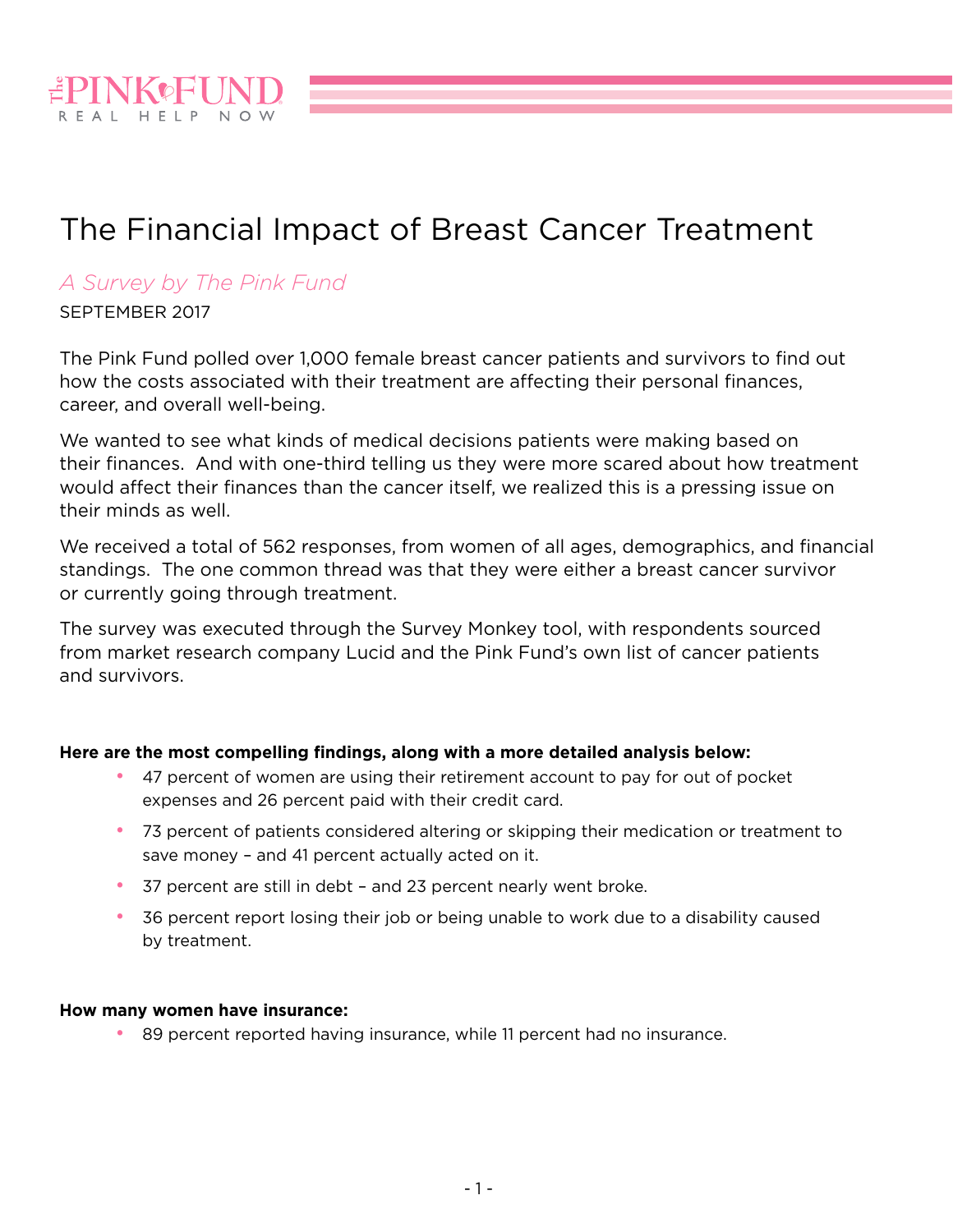# The Financial Impact of Breast Cancer Treatment

*A Survey by The Pink Fund*

SEPTEMBER 2017

The Pink Fund polled over 1,000 female breast cancer patients and survivors to find out how the costs associated with their treatment are affecting their personal finances, career, and overall well-being.

We wanted to see what kinds of medical decisions patients were making based on their finances. And with one-third telling us they were more scared about how treatment would affect their finances than the cancer itself, we realized this is a pressing issue on their minds as well.

We received a total of 562 responses, from women of all ages, demographics, and financial standings. The one common thread was that they were either a breast cancer survivor or currently going through treatment.

The survey was executed through the Survey Monkey tool, with respondents sourced from market research company Lucid and the Pink Fund's own list of cancer patients and survivors.

**Here are the most compelling findings, along with a more detailed analysis below:**

- 47 percent of women are using their retirement account to pay for out of pocket expenses and 26 percent paid with their credit card.
- 73 percent of patients considered altering or skipping their medication or treatment to save money – and 41 percent actually acted on it.
- 37 percent are still in debt – and 23 percent nearly went broke.
- 36 percent report losing their job or being unable to work due to a disability caused by treatment.

**How many women have insurance:**

- 89 percent reported having insurance, while 11 percent had no insurance.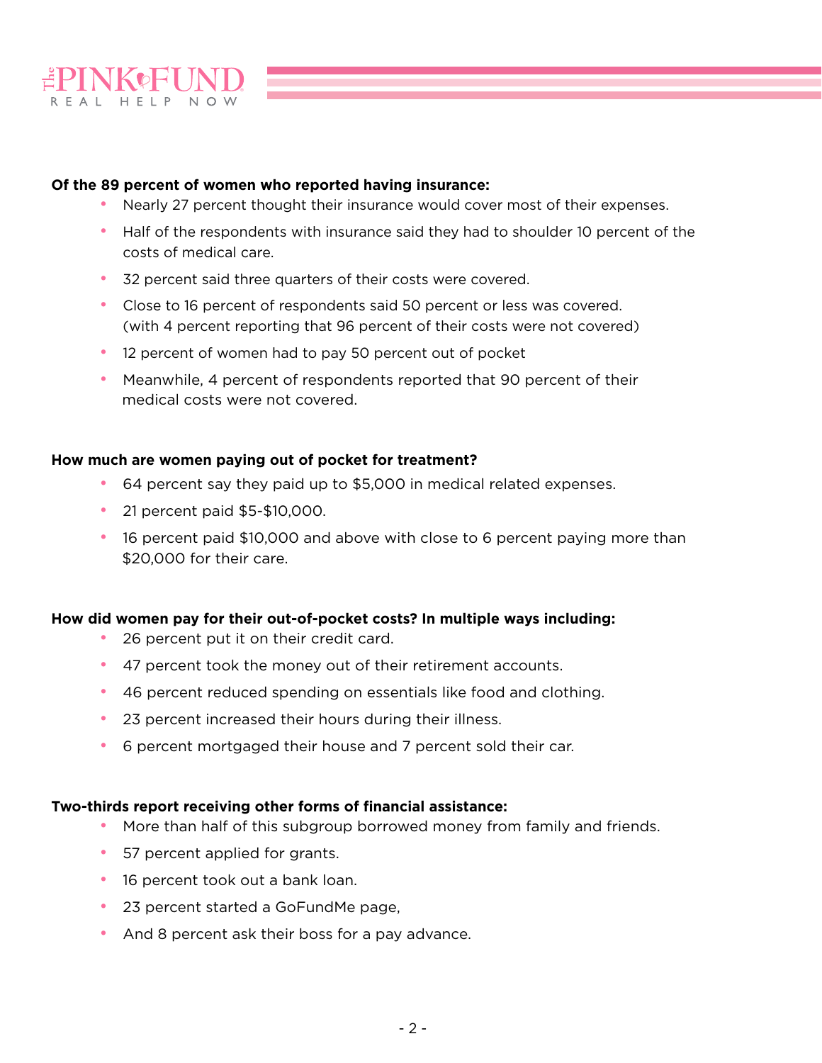**Of the 89 percent of women who reported having insurance:**

- Nearly 27 percent thought their insurance would cover most of their expenses.
- Half of the respondents with insurance said they had to shoulder 10 percent of the costs of medical care.
- 32 percent said three quarters of their costs were covered.
- Close to 16 percent of respondents said 50 percent or less was covered. (with 4 percent reporting that 96 percent of their costs were not covered)
- 12 percent of women had to pay 50 percent out of pocket
- Meanwhile, 4 percent of respondents reported that 90 percent of their medical costs were not covered.

**How much are women paying out of pocket for treatment?**

- 64 percent say they paid up to $5,000 in medical related expenses.
- 21 percent paid $5-$10,000.
- 16 percent paid $10,000 and above with close to 6 percent paying more than $20,000 for their care.

**How did women pay for their out-of-pocket costs? In multiple ways including:**

- 26 percent put it on their credit card.
- 47 percent took the money out of their retirement accounts.
- 46 percent reduced spending on essentials like food and clothing.
- 23 percent increased their hours during their illness.
- 6 percent mortgaged their house and 7 percent sold their car.

**Two-thirds report receiving other forms of financial assistance:**

- More than half of this subgroup borrowed money from family and friends.
- 57 percent applied for grants.
- 16 percent took out a bank loan.
- 23 percent started a GoFundMe page,
- And 8 percent ask their boss for a pay advance.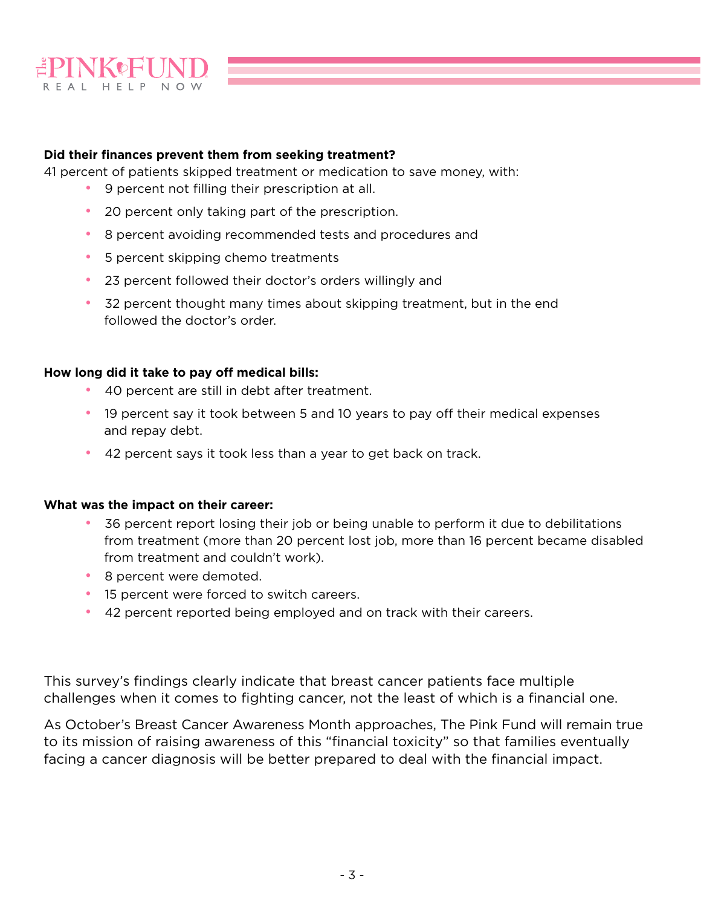**Did their finances prevent them from seeking treatment?**

41 percent of patients skipped treatment or medication to save money, with:

- 9 percent not filling their prescription at all.
- 20 percent only taking part of the prescription.
- 8 percent avoiding recommended tests and procedures and
- 5 percent skipping chemo treatments
- 23 percent followed their doctor's orders willingly and
- 32 percent thought many times about skipping treatment, but in the end followed the doctor's order.

**How long did it take to pay off medical bills:**

- 40 percent are still in debt after treatment.
- 19 percent say it took between 5 and 10 years to pay off their medical expenses and repay debt.
- 42 percent says it took less than a year to get back on track.

**What was the impact on their career:**

- 36 percent report losing their job or being unable to perform it due to debilitations from treatment (more than 20 percent lost job, more than 16 percent became disabled from treatment and couldn't work).
- 8 percent were demoted.
- 15 percent were forced to switch careers.
- 42 percent reported being employed and on track with their careers.

This survey's findings clearly indicate that breast cancer patients face multiple challenges when it comes to fighting cancer, not the least of which is a financial one.

As October's Breast Cancer Awareness Month approaches, The Pink Fund will remain true to its mission of raising awareness of this "financial toxicity" so that families eventually facing a cancer diagnosis will be better prepared to deal with the financial impact.